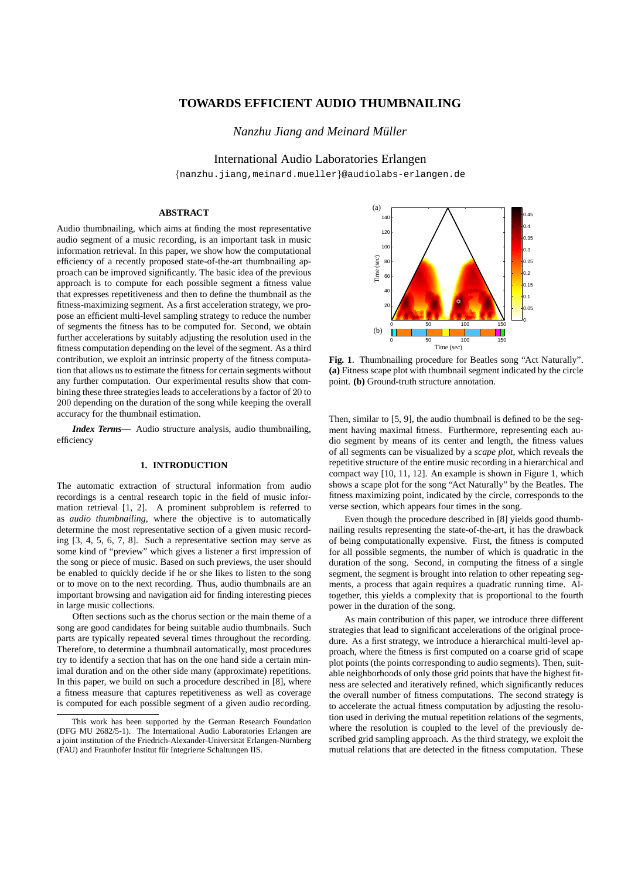# TOWARDS EFFICIENT AUDIO THUMBNAILING

*Nanzhu Jiang and Meinard Müller*

International Audio Laboratories Erlangen
{nanzhu.jiang,meinard.mueller}@audiolabs-erlangen.de

## ABSTRACT

Audio thumbnailing, which aims at finding the most representative audio segment of a music recording, is an important task in music information retrieval. In this paper, we show how the computational efficiency of a recently proposed state-of-the-art thumbnailing approach can be improved significantly. The basic idea of the previous approach is to compute for each possible segment a fitness value that expresses repetitiveness and then to define the thumbnail as the fitness-maximizing segment. As a first acceleration strategy, we propose an efficient multi-level sampling strategy to reduce the number of segments the fitness has to be computed for. Second, we obtain further accelerations by suitably adjusting the resolution used in the fitness computation depending on the level of the segment. As a third contribution, we exploit an intrinsic property of the fitness computation that allows us to estimate the fitness for certain segments without any further computation. Our experimental results show that combining these three strategies leads to accelerations by a factor of $20$ to $200$ depending on the duration of the song while keeping the overall accuracy for the thumbnail estimation.

***Index Terms*—** Audio structure analysis, audio thumbnailing, efficiency

## 1. INTRODUCTION

The automatic extraction of structural information from audio recordings is a central research topic in the field of music information retrieval [1, 2]. A prominent subproblem is referred to as *audio thumbnailing*, where the objective is to automatically determine the most representative section of a given music recording [3, 4, 5, 6, 7, 8]. Such a representative section may serve as some kind of "preview" which gives a listener a first impression of the song or piece of music. Based on such previews, the user should be enabled to quickly decide if he or she likes to listen to the song or to move on to the next recording. Thus, audio thumbnails are an important browsing and navigation aid for finding interesting pieces in large music collections.

Often sections such as the chorus section or the main theme of a song are good candidates for being suitable audio thumbnails. Such parts are typically repeated several times throughout the recording. Therefore, to determine a thumbnail automatically, most procedures try to identify a section that has on the one hand side a certain minimal duration and on the other side many (approximate) repetitions. In this paper, we build on such a procedure described in [8], where a fitness measure that captures repetitiveness as well as coverage is computed for each possible segment of a given audio recording.

**Fig. 1**. Thumbnailing procedure for Beatles song "Act Naturally". **(a)** Fitness scape plot with thumbnail segment indicated by the circle point. **(b)** Ground-truth structure annotation.

Then, similar to [5, 9], the audio thumbnail is defined to be the segment having maximal fitness. Furthermore, representing each audio segment by means of its center and length, the fitness values of all segments can be visualized by a *scape plot*, which reveals the repetitive structure of the entire music recording in a hierarchical and compact way [10, 11, 12]. An example is shown in Figure 1, which shows a scape plot for the song "Act Naturally" by the Beatles. The fitness maximizing point, indicated by the circle, corresponds to the verse section, which appears four times in the song.

Even though the procedure described in [8] yields good thumbnailing results representing the state-of-the-art, it has the drawback of being computationally expensive. First, the fitness is computed for all possible segments, the number of which is quadratic in the duration of the song. Second, in computing the fitness of a single segment, the segment is brought into relation to other repeating segments, a process that again requires a quadratic running time. Altogether, this yields a complexity that is proportional to the fourth power in the duration of the song.

As main contribution of this paper, we introduce three different strategies that lead to significant accelerations of the original procedure. As a first strategy, we introduce a hierarchical multi-level approach, where the fitness is first computed on a coarse grid of scape plot points (the points corresponding to audio segments). Then, suitable neighborhoods of only those grid points that have the highest fitness are selected and iteratively refined, which significantly reduces the overall number of fitness computations. The second strategy is to accelerate the actual fitness computation by adjusting the resolution used in deriving the mutual repetition relations of the segments, where the resolution is coupled to the level of the previously described grid sampling approach. As the third strategy, we exploit the mutual relations that are detected in the fitness computation. These

---

This work has been supported by the German Research Foundation (DFG MU 2682/5-1). The International Audio Laboratories Erlangen are a joint institution of the Friedrich-Alexander-Universität Erlangen-Nürnberg (FAU) and Fraunhofer Institut für Integrierte Schaltungen IIS.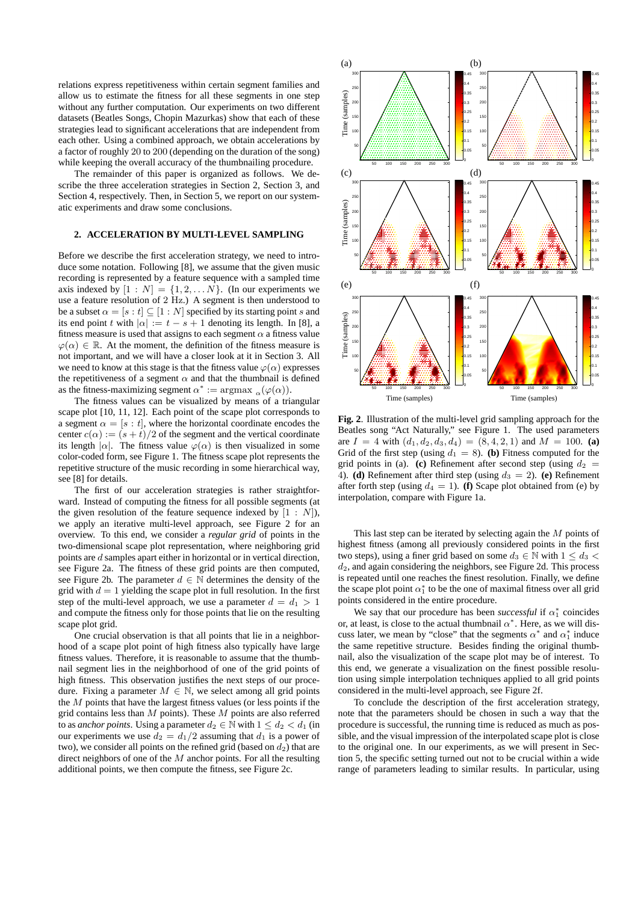relations express repetitiveness within certain segment families and allow us to estimate the fitness for all these segments in one step without any further computation. Our experiments on two different datasets (Beatles Songs, Chopin Mazurkas) show that each of these strategies lead to significant accelerations that are independent from each other. Using a combined approach, we obtain accelerations by a factor of roughly 20 to 200 (depending on the duration of the song) while keeping the overall accuracy of the thumbnailing procedure.

The remainder of this paper is organized as follows. We describe the three acceleration strategies in Section 2, Section 3, and Section 4, respectively. Then, in Section 5, we report on our systematic experiments and draw some conclusions.

## 2. ACCELERATION BY MULTI-LEVEL SAMPLING

Before we describe the first acceleration strategy, we need to introduce some notation. Following [8], we assume that the given music recording is represented by a feature sequence with a sampled time axis indexed by $[1 : N] = \{1, 2, \ldots N\}$. (In our experiments we use a feature resolution of 2 Hz.) A segment is then understood to be a subset $\alpha = [s : t] \subseteq [1 : N]$ specified by its starting point $s$ and its end point $t$ with $|\alpha| := t - s + 1$ denoting its length. In [8], a fitness measure is used that assigns to each segment $\alpha$ a fitness value $\varphi(\alpha) \in \mathbb{R}$. At the moment, the definition of the fitness measure is not important, and we will have a closer look at it in Section 3. All we need to know at this stage is that the fitness value $\varphi(\alpha)$ expresses the repetitiveness of a segment $\alpha$ and that the thumbnail is defined as the fitness-maximizing segment $\alpha^* := \mathrm{argmax}_{\alpha}(\varphi(\alpha))$.

The fitness values can be visualized by means of a triangular scape plot [10, 11, 12]. Each point of the scape plot corresponds to a segment $\alpha = [s : t]$, where the horizontal coordinate encodes the center $c(\alpha) := (s + t)/2$ of the segment and the vertical coordinate its length $|\alpha|$. The fitness value $\varphi(\alpha)$ is then visualized in some color-coded form, see Figure 1. The fitness scape plot represents the repetitive structure of the music recording in some hierarchical way, see [8] for details.

The first of our acceleration strategies is rather straightforward. Instead of computing the fitness for all possible segments (at the given resolution of the feature sequence indexed by $[1 : N]$), we apply an iterative multi-level approach, see Figure 2 for an overview. To this end, we consider a *regular grid* of points in the two-dimensional scape plot representation, where neighboring grid points are $d$ samples apart either in horizontal or in vertical direction, see Figure 2a. The fitness of these grid points are then computed, see Figure 2b. The parameter $d \in \mathbb{N}$ determines the density of the grid with $d = 1$ yielding the scape plot in full resolution. In the first step of the multi-level approach, we use a parameter $d = d_1 > 1$ and compute the fitness only for those points that lie on the resulting scape plot grid.

One crucial observation is that all points that lie in a neighborhood of a scape plot point of high fitness also typically have large fitness values. Therefore, it is reasonable to assume that the thumbnail segment lies in the neighborhood of one of the grid points of high fitness. This observation justifies the next steps of our procedure. Fixing a parameter $M \in \mathbb{N}$, we select among all grid points the $M$ points that have the largest fitness values (or less points if the grid contains less than $M$ points). These $M$ points are also referred to as *anchor points*. Using a parameter $d_2 \in \mathbb{N}$ with $1 \leq d_2 < d_1$ (in our experiments we use $d_2 = d_1/2$ assuming that $d_1$ is a power of two), we consider all points on the refined grid (based on $d_2$) that are direct neighbors of one of the $M$ anchor points. For all the resulting additional points, we then compute the fitness, see Figure 2c.

**Fig. 2**. Illustration of the multi-level grid sampling approach for the Beatles song "Act Naturally," see Figure 1. The used parameters are $I = 4$ with $(d_1, d_2, d_3, d_4) = (8, 4, 2, 1)$ and $M = 100$. **(a)** Grid of the first step (using $d_1 = 8$). **(b)** Fitness computed for the grid points in (a). **(c)** Refinement after second step (using $d_2 = 4$). **(d)** Refinement after third step (using $d_3 = 2$). **(e)** Refinement after forth step (using $d_4 = 1$). **(f)** Scape plot obtained from (e) by interpolation, compare with Figure 1a.

This last step can be iterated by selecting again the $M$ points of highest fitness (among all previously considered points in the first two steps), using a finer grid based on some $d_3 \in \mathbb{N}$ with $1 \leq d_3 < d_2$, and again considering the neighbors, see Figure 2d. This process is repeated until one reaches the finest resolution. Finally, we define the scape plot point $\alpha_1^*$ to be the one of maximal fitness over all grid points considered in the entire procedure.

We say that our procedure has been *successful* if $\alpha_1^*$ coincides or, at least, is close to the actual thumbnail $\alpha^*$. Here, as we will discuss later, we mean by "close" that the segments $\alpha^*$ and $\alpha_1^*$ induce the same repetitive structure. Besides finding the original thumbnail, also the visualization of the scape plot may be of interest. To this end, we generate a visualization on the finest possible resolution using simple interpolation techniques applied to all grid points considered in the multi-level approach, see Figure 2f.

To conclude the description of the first acceleration strategy, note that the parameters should be chosen in such a way that the procedure is successful, the running time is reduced as much as possible, and the visual impression of the interpolated scape plot is close to the original one. In our experiments, as we will present in Section 5, the specific setting turned out not to be crucial within a wide range of parameters leading to similar results. In particular, using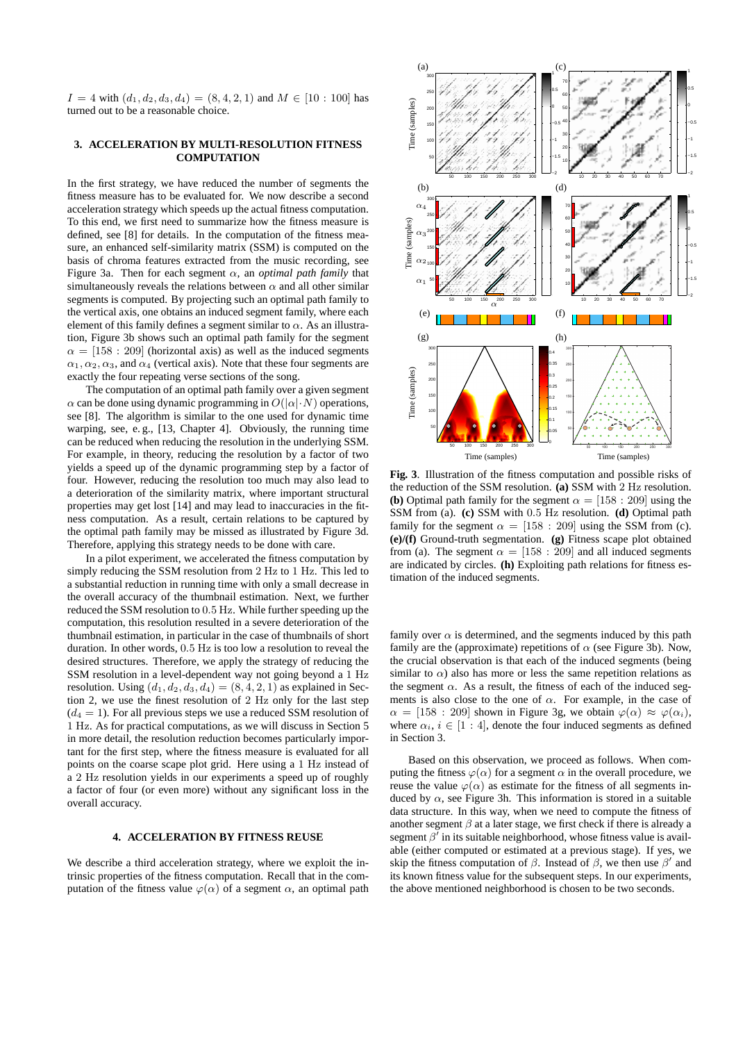$I = 4$ with $(d_1, d_2, d_3, d_4) = (8, 4, 2, 1)$ and $M \in [10 : 100]$ has turned out to be a reasonable choice.

## 3. ACCELERATION BY MULTI-RESOLUTION FITNESS COMPUTATION

In the first strategy, we have reduced the number of segments the fitness measure has to be evaluated for. We now describe a second acceleration strategy which speeds up the actual fitness computation. To this end, we first need to summarize how the fitness measure is defined, see [8] for details. In the computation of the fitness measure, an enhanced self-similarity matrix (SSM) is computed on the basis of chroma features extracted from the music recording, see Figure 3a. Then for each segment $\alpha$, an *optimal path family* that simultaneously reveals the relations between $\alpha$ and all other similar segments is computed. By projecting such an optimal path family to the vertical axis, one obtains an induced segment family, where each element of this family defines a segment similar to $\alpha$. As an illustration, Figure 3b shows such an optimal path family for the segment $\alpha = [158 : 209]$ (horizontal axis) as well as the induced segments $\alpha_1, \alpha_2, \alpha_3$, and $\alpha_4$ (vertical axis). Note that these four segments are exactly the four repeating verse sections of the song.

The computation of an optimal path family over a given segment $\alpha$ can be done using dynamic programming in $O(|\alpha| \cdot N)$ operations, see [8]. The algorithm is similar to the one used for dynamic time warping, see, e. g., [13, Chapter 4]. Obviously, the running time can be reduced when reducing the resolution in the underlying SSM. For example, in theory, reducing the resolution by a factor of two yields a speed up of the dynamic programming step by a factor of four. However, reducing the resolution too much may also lead to a deterioration of the similarity matrix, where important structural properties may get lost [14] and may lead to inaccuracies in the fitness computation. As a result, certain relations to be captured by the optimal path family may be missed as illustrated by Figure 3d. Therefore, applying this strategy needs to be done with care.

In a pilot experiment, we accelerated the fitness computation by simply reducing the SSM resolution from 2 Hz to 1 Hz. This led to a substantial reduction in running time with only a small decrease in the overall accuracy of the thumbnail estimation. Next, we further reduced the SSM resolution to 0.5 Hz. While further speeding up the computation, this resolution resulted in a severe deterioration of the thumbnail estimation, in particular in the case of thumbnails of short duration. In other words, 0.5 Hz is too low a resolution to reveal the desired structures. Therefore, we apply the strategy of reducing the SSM resolution in a level-dependent way not going beyond a 1 Hz resolution. Using $(d_1, d_2, d_3, d_4) = (8, 4, 2, 1)$ as explained in Section 2, we use the finest resolution of 2 Hz only for the last step ($d_4 = 1$). For all previous steps we use a reduced SSM resolution of 1 Hz. As for practical computations, as we will discuss in Section 5 in more detail, the resolution reduction becomes particularly important for the first step, where the fitness measure is evaluated for all points on the coarse scape plot grid. Here using a 1 Hz instead of a 2 Hz resolution yields in our experiments a speed up of roughly a factor of four (or even more) without any significant loss in the overall accuracy.

## 4. ACCELERATION BY FITNESS REUSE

We describe a third acceleration strategy, where we exploit the intrinsic properties of the fitness computation. Recall that in the computation of the fitness value $\varphi(\alpha)$ of a segment $\alpha$, an optimal path family over $\alpha$ is determined, and the segments induced by this path family are the (approximate) repetitions of $\alpha$ (see Figure 3b). Now, the crucial observation is that each of the induced segments (being similar to $\alpha$) also has more or less the same repetition relations as the segment $\alpha$. As a result, the fitness of each of the induced segments is also close to the one of $\alpha$. For example, in the case of $\alpha = [158 : 209]$ shown in Figure 3g, we obtain $\varphi(\alpha) \approx \varphi(\alpha_i)$, where $\alpha_i$, $i \in [1 : 4]$, denote the four induced segments as defined in Section 3.

**Fig. 3**. Illustration of the fitness computation and possible risks of the reduction of the SSM resolution. **(a)** SSM with 2 Hz resolution. **(b)** Optimal path family for the segment $\alpha = [158 : 209]$ using the SSM from (a). **(c)** SSM with 0.5 Hz resolution. **(d)** Optimal path family for the segment $\alpha = [158 : 209]$ using the SSM from (c). **(e)/(f)** Ground-truth segmentation. **(g)** Fitness scape plot obtained from (a). The segment $\alpha = [158 : 209]$ and all induced segments are indicated by circles. **(h)** Exploiting path relations for fitness estimation of the induced segments.

Based on this observation, we proceed as follows. When computing the fitness $\varphi(\alpha)$ for a segment $\alpha$ in the overall procedure, we reuse the value $\varphi(\alpha)$ as estimate for the fitness of all segments induced by $\alpha$, see Figure 3h. This information is stored in a suitable data structure. In this way, when we need to compute the fitness of another segment $\beta$ at a later stage, we first check if there is already a segment $\beta'$ in its suitable neighborhood, whose fitness value is available (either computed or estimated at a previous stage). If yes, we skip the fitness computation of $\beta$. Instead of $\beta$, we then use $\beta'$ and its known fitness value for the subsequent steps. In our experiments, the above mentioned neighborhood is chosen to be two seconds.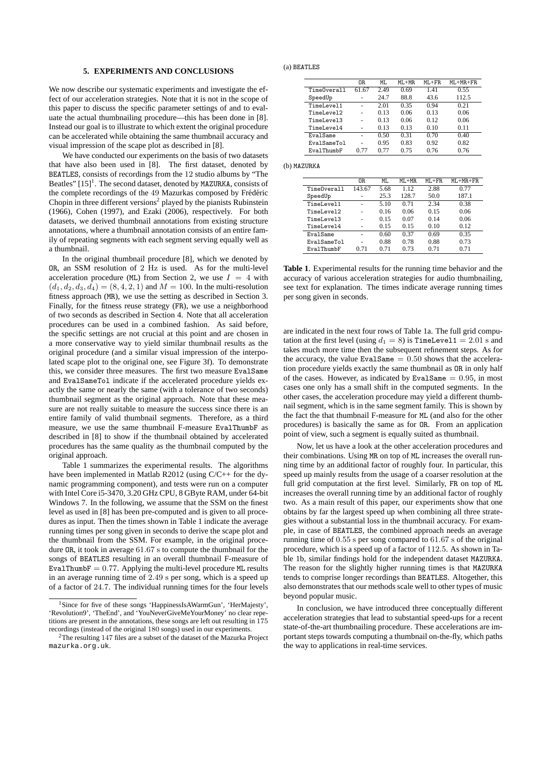## 5. EXPERIMENTS AND CONCLUSIONS

We now describe our systematic experiments and investigate the effect of our acceleration strategies. Note that it is not in the scope of this paper to discuss the specific parameter settings of and to evaluate the actual thumbnailing procedure—this has been done in [8]. Instead our goal is to illustrate to which extent the original procedure can be accelerated while obtaining the same thumbnail accuracy and visual impression of the scape plot as described in [8].

We have conducted our experiments on the basis of two datasets that have also been used in [8]. The first dataset, denoted by `BEATLES`, consists of recordings from the 12 studio albums by "The Beatles" [15][1]. The second dataset, denoted by `MAZURKA`, consists of the complete recordings of the 49 Mazurkas composed by Frédéric Chopin in three different versions[2] played by the pianists Rubinstein (1966), Cohen (1997), and Ezaki (2006), respectively. For both datasets, we derived thumbnail annotations from existing structure annotations, where a thumbnail annotation consists of an entire family of repeating segments with each segment serving equally well as a thumbnail.

In the original thumbnail procedure [8], which we denoted by `OR`, an SSM resolution of 2 Hz is used. As for the multi-level acceleration procedure (`ML`) from Section 2, we use $I = 4$ with $(d_1, d_2, d_3, d_4) = (8, 4, 2, 1)$ and $M = 100$. In the multi-resolution fitness approach (`MR`), we use the setting as described in Section 3. Finally, for the fitness reuse strategy (`FR`), we use a neighborhood of two seconds as described in Section 4. Note that all acceleration procedures can be used in a combined fashion. As said before, the specific settings are not crucial at this point and are chosen in a more conservative way to yield similar thumbnail results as the original procedure (and a similar visual impression of the interpolated scape plot to the original one, see Figure 3f). To demonstrate this, we consider three measures. The first two measure `EvalSame` and `EvalSameTol` indicate if the accelerated procedure yields exactly the same or nearly the same (with a tolerance of two seconds) thumbnail segment as the original approach. Note that these measure are not really suitable to measure the success since there is an entire family of valid thumbnail segments. Therefore, as a third measure, we use the same thumbnail F-measure `EvalThumbF` as described in [8] to show if the thumbnail obtained by accelerated procedures has the same quality as the thumbnail computed by the original approach.

Table 1 summarizes the experimental results. The algorithms have been implemented in Matlab R2012 (using C/C++ for the dynamic programming component), and tests were run on a computer with Intel Core i5-3470, 3.20 GHz CPU, 8 GByte RAM, under 64-bit Windows 7. In the following, we assume that the SSM on the finest level as used in [8] has been pre-computed and is given to all procedures as input. Then the times shown in Table 1 indicate the average running times per song given in seconds to derive the scape plot and the thumbnail from the SSM. For example, in the original procedure `OR`, it took in average 61.67 s to compute the thumbnail for the songs of `BEATLES` resulting in an overall thumbnail F-measure of `EvalThumbF` $= 0.77$. Applying the multi-level procedure `ML` results in an average running time of 2.49 s per song, which is a speed up of a factor of 24.7. The individual running times for the four levels are indicated in the next four rows of Table 1a. The full grid computation at the first level (using $d_1 = 8$) is `TimeLevel1` $= 2.01$ s and takes much more time then the subsequent refinement steps. As for the accuracy, the value `EvalSame` $= 0.50$ shows that the acceleration procedure yields exactly the same thumbnail as `OR` in only half of the cases. However, as indicated by `EvalSame` $= 0.95$, in most cases one only has a small shift in the computed segments. In the other cases, the acceleration procedure may yield a different thumbnail segment, which is in the same segment family. This is shown by the fact the that thumbnail F-measure for `ML` (and also for the other procedures) is basically the same as for `OR`. From an application point of view, such a segment is equally suited as thumbnail.

Now, let us have a look at the other acceleration procedures and their combinations. Using `MR` on top of `ML` increases the overall running time by an additional factor of roughly four. In particular, this speed up mainly results from the usage of a coarser resolution at the full grid computation at the first level. Similarly, `FR` on top of `ML` increases the overall running time by an additional factor of roughly two. As a main result of this paper, our experiments show that one obtains by far the largest speed up when combining all three strategies without a substantial loss in the thumbnail accuracy. For example, in case of `BEATLES`, the combined approach needs an average running time of 0.55 s per song compared to 61.67 s of the original procedure, which is a speed up of a factor of 112.5. As shown in Table 1b, similar findings hold for the independent dataset `MAZURKA`. The reason for the slightly higher running times is that `MAZURKA` tends to comprise longer recordings than `BEATLES`. Altogether, this also demonstrates that our methods scale well to other types of music beyond popular music.

In conclusion, we have introduced three conceptually different acceleration strategies that lead to substantial speed-ups for a recent state-of-the-art thumbnailing procedure. These accelerations are important steps towards computing a thumbnail on-the-fly, which paths the way to applications in real-time services.

(a) BEATLES

| | OR | ML | ML+MR | ML+FR | ML+MR+FR |
|---|---|---|---|---|---|
| TimeOverall | 61.67 | 2.49 | 0.69 | 1.41 | 0.55 |
| SpeedUp | - | 24.7 | 88.8 | 43.6 | 112.5 |
| TimeLevel1 | - | 2.01 | 0.35 | 0.94 | 0.21 |
| TimeLevel2 | - | 0.13 | 0.06 | 0.13 | 0.06 |
| TimeLevel3 | - | 0.13 | 0.06 | 0.12 | 0.06 |
| TimeLevel4 | - | 0.13 | 0.13 | 0.10 | 0.11 |
| EvalSame | - | 0.50 | 0.31 | 0.70 | 0.40 |
| EvalSameTol | - | 0.95 | 0.83 | 0.92 | 0.82 |
| EvalThumbF | 0.77 | 0.77 | 0.75 | 0.76 | 0.76 |

(b) MAZURKA

| | OR | ML | ML+MR | ML+FR | ML+MR+FR |
|---|---|---|---|---|---|
| TimeOverall | 143.67 | 5.68 | 1.12 | 2.88 | 0.77 |
| SpeedUp | - | 25.3 | 128.7 | 50.0 | 187.1 |
| TimeLevel1 | - | 5.10 | 0.71 | 2.34 | 0.38 |
| TimeLevel2 | - | 0.16 | 0.06 | 0.15 | 0.06 |
| TimeLevel3 | - | 0.15 | 0.07 | 0.14 | 0.06 |
| TimeLevel4 | - | 0.15 | 0.15 | 0.10 | 0.12 |
| EvalSame | - | 0.60 | 0.37 | 0.69 | 0.35 |
| EvalSameTol | - | 0.88 | 0.78 | 0.88 | 0.73 |
| EvalThumbF | 0.71 | 0.71 | 0.73 | 0.71 | 0.71 |

**Table 1**. Experimental results for the running time behavior and the accuracy of various acceleration strategies for audio thumbnailing, see text for explanation. The times indicate average running times per song given in seconds.

---

[1] Since for five of these songs 'HappinessIsAWarmGun', 'HerMajesty', 'Revolution9', 'TheEnd', and 'YouNeverGiveMeYourMoney' no clear repetitions are present in the annotations, these songs are left out resulting in 175 recordings (instead of the original 180 songs) used in our experiments.

[2] The resulting 147 files are a subset of the dataset of the Mazurka Project `mazurka.org.uk`.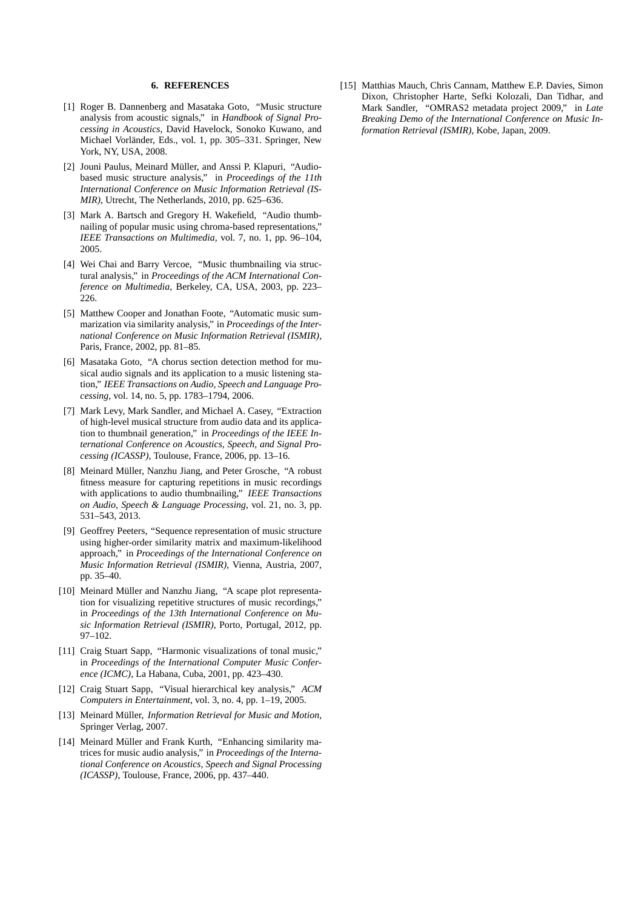## 6. REFERENCES

[1] Roger B. Dannenberg and Masataka Goto, "Music structure analysis from acoustic signals," in *Handbook of Signal Processing in Acoustics*, David Havelock, Sonoko Kuwano, and Michael Vorländer, Eds., vol. 1, pp. 305–331. Springer, New York, NY, USA, 2008.

[2] Jouni Paulus, Meinard Müller, and Anssi P. Klapuri, "Audio-based music structure analysis," in *Proceedings of the 11th International Conference on Music Information Retrieval (ISMIR)*, Utrecht, The Netherlands, 2010, pp. 625–636.

[3] Mark A. Bartsch and Gregory H. Wakefield, "Audio thumbnailing of popular music using chroma-based representations," *IEEE Transactions on Multimedia*, vol. 7, no. 1, pp. 96–104, 2005.

[4] Wei Chai and Barry Vercoe, "Music thumbnailing via structural analysis," in *Proceedings of the ACM International Conference on Multimedia*, Berkeley, CA, USA, 2003, pp. 223–226.

[5] Matthew Cooper and Jonathan Foote, "Automatic music summarization via similarity analysis," in *Proceedings of the International Conference on Music Information Retrieval (ISMIR)*, Paris, France, 2002, pp. 81–85.

[6] Masataka Goto, "A chorus section detection method for musical audio signals and its application to a music listening station," *IEEE Transactions on Audio, Speech and Language Processing*, vol. 14, no. 5, pp. 1783–1794, 2006.

[7] Mark Levy, Mark Sandler, and Michael A. Casey, "Extraction of high-level musical structure from audio data and its application to thumbnail generation," in *Proceedings of the IEEE International Conference on Acoustics, Speech, and Signal Processing (ICASSP)*, Toulouse, France, 2006, pp. 13–16.

[8] Meinard Müller, Nanzhu Jiang, and Peter Grosche, "A robust fitness measure for capturing repetitions in music recordings with applications to audio thumbnailing," *IEEE Transactions on Audio, Speech & Language Processing*, vol. 21, no. 3, pp. 531–543, 2013.

[9] Geoffrey Peeters, "Sequence representation of music structure using higher-order similarity matrix and maximum-likelihood approach," in *Proceedings of the International Conference on Music Information Retrieval (ISMIR)*, Vienna, Austria, 2007, pp. 35–40.

[10] Meinard Müller and Nanzhu Jiang, "A scape plot representation for visualizing repetitive structures of music recordings," in *Proceedings of the 13th International Conference on Music Information Retrieval (ISMIR)*, Porto, Portugal, 2012, pp. 97–102.

[11] Craig Stuart Sapp, "Harmonic visualizations of tonal music," in *Proceedings of the International Computer Music Conference (ICMC)*, La Habana, Cuba, 2001, pp. 423–430.

[12] Craig Stuart Sapp, "Visual hierarchical key analysis," *ACM Computers in Entertainment*, vol. 3, no. 4, pp. 1–19, 2005.

[13] Meinard Müller, *Information Retrieval for Music and Motion*, Springer Verlag, 2007.

[14] Meinard Müller and Frank Kurth, "Enhancing similarity matrices for music audio analysis," in *Proceedings of the International Conference on Acoustics, Speech and Signal Processing (ICASSP)*, Toulouse, France, 2006, pp. 437–440.

[15] Matthias Mauch, Chris Cannam, Matthew E.P. Davies, Simon Dixon, Christopher Harte, Sefki Kolozali, Dan Tidhar, and Mark Sandler, "OMRAS2 metadata project 2009," in *Late Breaking Demo of the International Conference on Music Information Retrieval (ISMIR)*, Kobe, Japan, 2009.